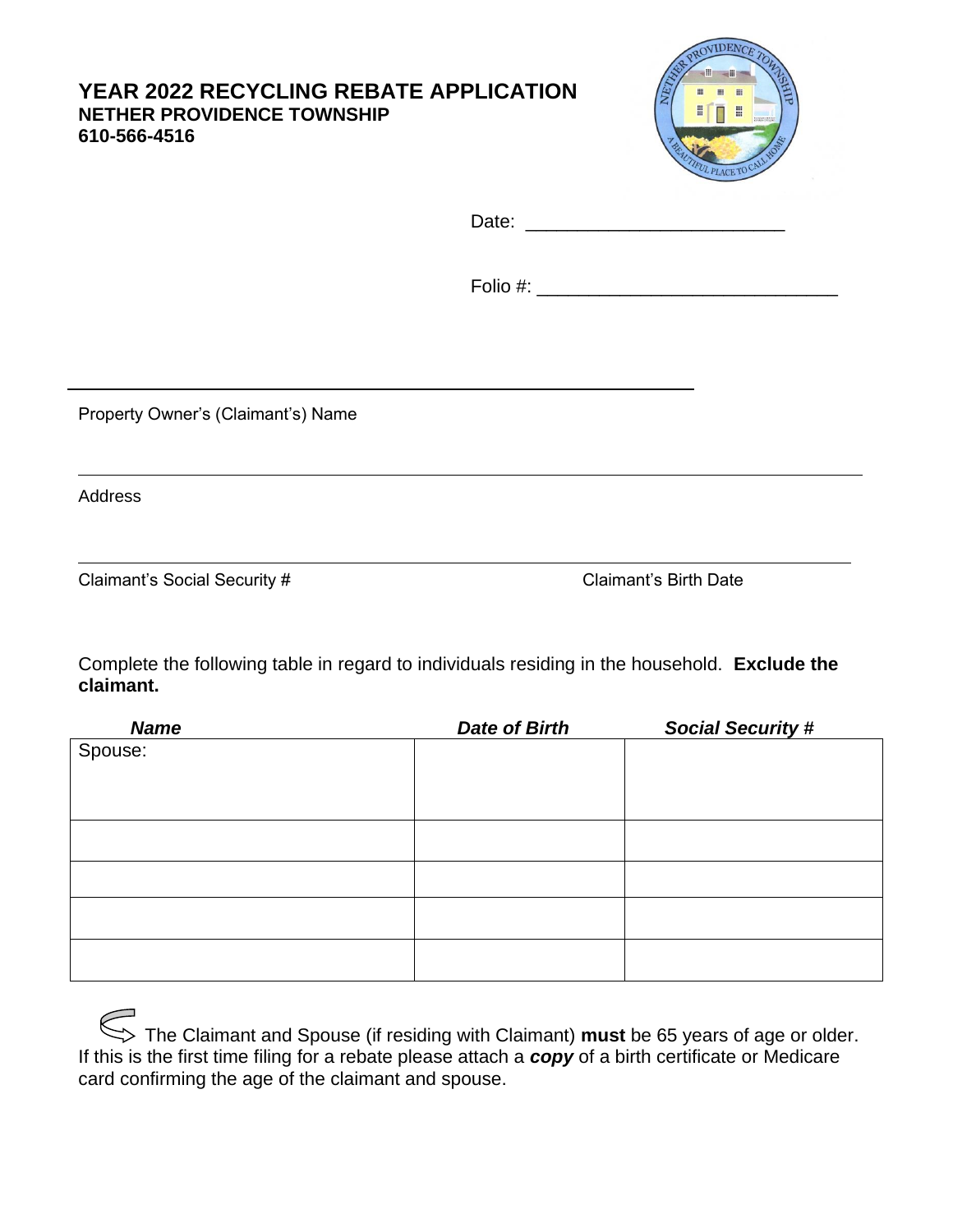# YEAR 2022 RECYCLING REBATE APPLICATION

**NETHER PROVIDENCE TOWNSHIP**
**610-566-4516**

Date: _________________________

Folio #: ____________________________

___________________________________________________________

Property Owner's (Claimant's) Name

___________________________________________________________

Address

___________________________________________________________

Claimant's Social Security # Claimant's Birth Date

Complete the following table in regard to individuals residing in the household. **Exclude the claimant.**

| ***Name*** | ***Date of Birth*** | ***Social Security #*** |
|---|---|---|
| Spouse: | | |
| | | |
| | | |
| | | |
| | | |

The Claimant and Spouse (if residing with Claimant) **must** be 65 years of age or older. If this is the first time filing for a rebate please attach a ***copy*** of a birth certificate or Medicare card confirming the age of the claimant and spouse.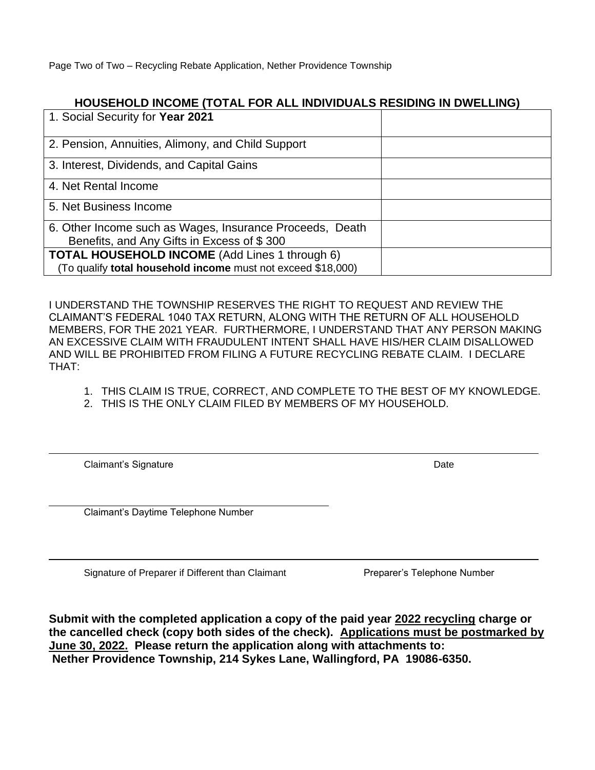## HOUSEHOLD INCOME (TOTAL FOR ALL INDIVIDUALS RESIDING IN DWELLING)

| | |
|---|---|
| 1. Social Security for **Year 2021** | |
| 2. Pension, Annuities, Alimony, and Child Support | |
| 3. Interest, Dividends, and Capital Gains | |
| 4. Net Rental Income | |
| 5. Net Business Income | |
| 6. Other Income such as Wages, Insurance Proceeds, Death Benefits, and Any Gifts in Excess of $ 300 | |
| **TOTAL HOUSEHOLD INCOME** (Add Lines 1 through 6) (To qualify **total household income** must not exceed $18,000) | |

I UNDERSTAND THE TOWNSHIP RESERVES THE RIGHT TO REQUEST AND REVIEW THE CLAIMANT'S FEDERAL 1040 TAX RETURN, ALONG WITH THE RETURN OF ALL HOUSEHOLD MEMBERS, FOR THE 2021 YEAR. FURTHERMORE, I UNDERSTAND THAT ANY PERSON MAKING AN EXCESSIVE CLAIM WITH FRAUDULENT INTENT SHALL HAVE HIS/HER CLAIM DISALLOWED AND WILL BE PROHIBITED FROM FILING A FUTURE RECYCLING REBATE CLAIM. I DECLARE THAT:

1. THIS CLAIM IS TRUE, CORRECT, AND COMPLETE TO THE BEST OF MY KNOWLEDGE.
2. THIS IS THE ONLY CLAIM FILED BY MEMBERS OF MY HOUSEHOLD.

______________________________________________________________________

Claimant's Signature                                                                                    Date

______________________________________________

Claimant's Daytime Telephone Number

______________________________________________________________________

Signature of Preparer if Different than Claimant                    Preparer's Telephone Number

**Submit with the completed application a copy of the paid year <u>2022 recycling</u> charge or the cancelled check (copy both sides of the check). <u>Applications must be postmarked by June 30, 2022.</u> Please return the application along with attachments to:**
**Nether Providence Township, 214 Sykes Lane, Wallingford, PA 19086-6350.**